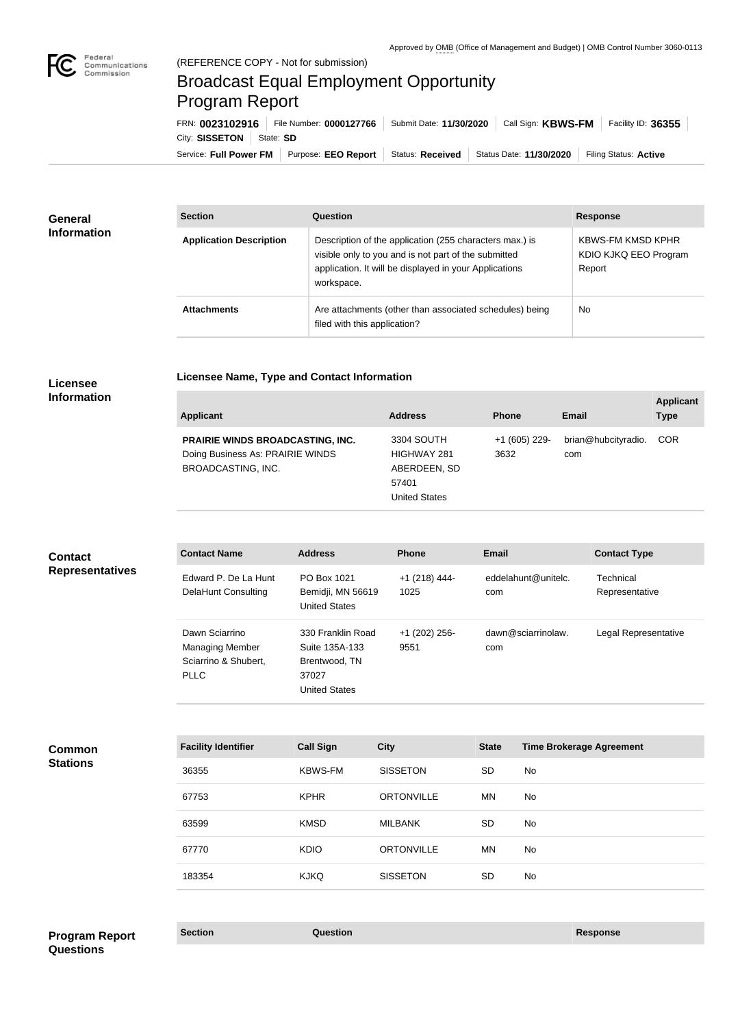Approved by OMB (Office of Management and Budget) | OMB Control Number 3060-0113

(REFERENCE COPY - Not for submission)

# Broadcast Equal Employment Opportunity Program Report

FRN: **0023102916** | File Number: **0000127766** | Submit Date: **11/30/2020** | Call Sign: **KBWS-FM** | Facility ID: **36355** | City: **SISSETON** | State: **SD**

Service: **Full Power FM** | Purpose: **EEO Report** | Status: **Received** | Status Date: **11/30/2020** | Filing Status: **Active**

## General Information

| Section | Question | Response |
|---|---|---|
| **Application Description** | Description of the application (255 characters max.) is visible only to you and is not part of the submitted application. It will be displayed in your Applications workspace. | KBWS-FM KMSD KPHR KDIO KJKQ EEO Program Report |
| **Attachments** | Are attachments (other than associated schedules) being filed with this application? | No |

## Licensee Information

### Licensee Name, Type and Contact Information

| Applicant | Address | Phone | Email | Applicant Type |
|---|---|---|---|---|
| **PRAIRIE WINDS BROADCASTING, INC.** Doing Business As: PRAIRIE WINDS BROADCASTING, INC. | 3304 SOUTH HIGHWAY 281 ABERDEEN, SD 57401 United States | +1 (605) 229-3632 | brian@hubcityradio.com | COR |

## Contact Representatives

| Contact Name | Address | Phone | Email | Contact Type |
|---|---|---|---|---|
| Edward P. De La Hunt DelaHunt Consulting | PO Box 1021 Bemidji, MN 56619 United States | +1 (218) 444-1025 | eddelahunt@unitelc.com | Technical Representative |
| Dawn Sciarrino Managing Member Sciarrino & Shubert, PLLC | 330 Franklin Road Suite 135A-133 Brentwood, TN 37027 United States | +1 (202) 256-9551 | dawn@sciarrinolaw.com | Legal Representative |

## Common Stations

| Facility Identifier | Call Sign | City | State | Time Brokerage Agreement |
|---|---|---|---|---|
| 36355 | KBWS-FM | SISSETON | SD | No |
| 67753 | KPHR | ORTONVILLE | MN | No |
| 63599 | KMSD | MILBANK | SD | No |
| 67770 | KDIO | ORTONVILLE | MN | No |
| 183354 | KJKQ | SISSETON | SD | No |

## Program Report Questions

| Section | Question | Response |
|---|---|---|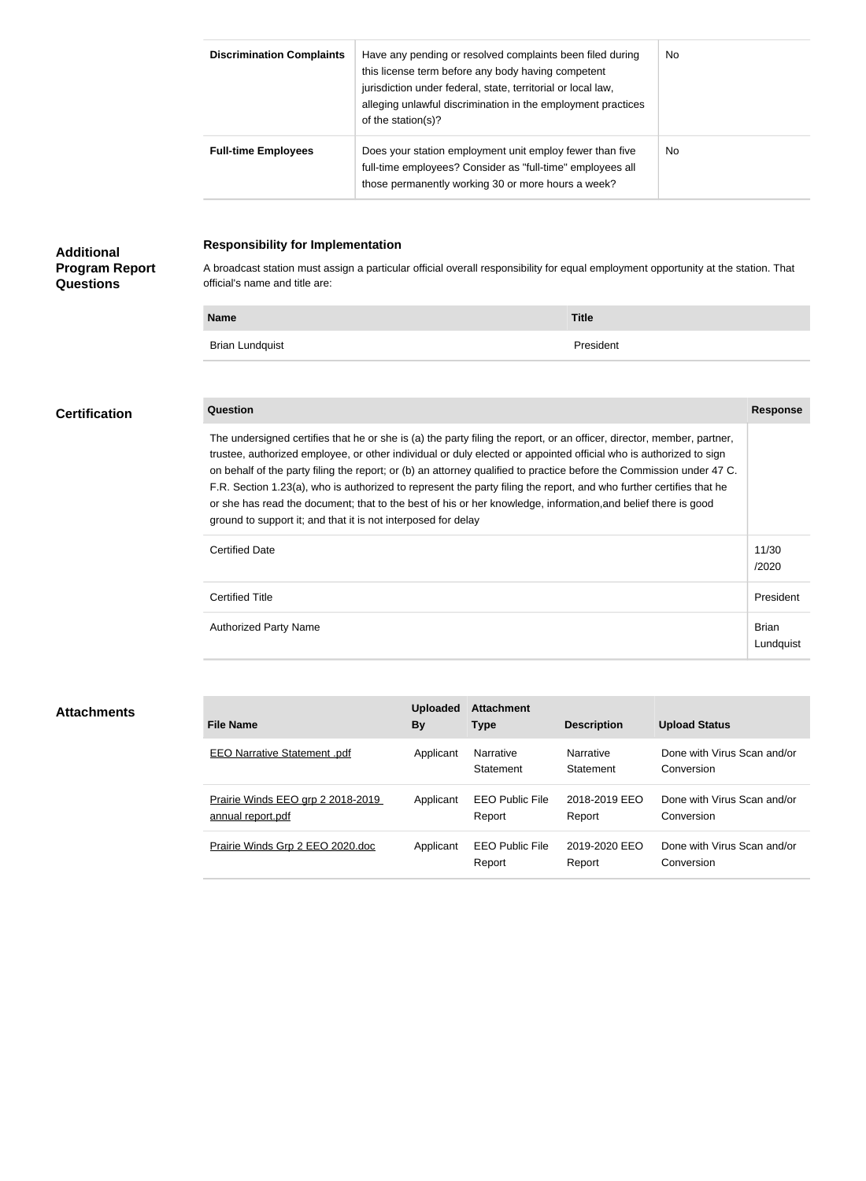| | | |
|---|---|---|
| **Discrimination Complaints** | Have any pending or resolved complaints been filed during this license term before any body having competent jurisdiction under federal, state, territorial or local law, alleging unlawful discrimination in the employment practices of the station(s)? | No |
| **Full-time Employees** | Does your station employment unit employ fewer than five full-time employees? Consider as "full-time" employees all those permanently working 30 or more hours a week? | No |

## Additional Program Report Questions

**Responsibility for Implementation**

A broadcast station must assign a particular official overall responsibility for equal employment opportunity at the station. That official's name and title are:

| Name | Title |
|---|---|
| Brian Lundquist | President |

## Certification

| Question | Response |
|---|---|
| The undersigned certifies that he or she is (a) the party filing the report, or an officer, director, member, partner, trustee, authorized employee, or other individual or duly elected or appointed official who is authorized to sign on behalf of the party filing the report; or (b) an attorney qualified to practice before the Commission under 47 C. F.R. Section 1.23(a), who is authorized to represent the party filing the report, and who further certifies that he or she has read the document; that to the best of his or her knowledge, information,and belief there is good ground to support it; and that it is not interposed for delay | |
| Certified Date | 11/30/2020 |
| Certified Title | President |
| Authorized Party Name | Brian Lundquist |

## Attachments

| File Name | Uploaded By | Attachment Type | Description | Upload Status |
|---|---|---|---|---|
| EEO Narrative Statement .pdf | Applicant | Narrative Statement | Narrative Statement | Done with Virus Scan and/or Conversion |
| Prairie Winds EEO grp 2 2018-2019 annual report.pdf | Applicant | EEO Public File Report | 2018-2019 EEO Report | Done with Virus Scan and/or Conversion |
| Prairie Winds Grp 2 EEO 2020.doc | Applicant | EEO Public File Report | 2019-2020 EEO Report | Done with Virus Scan and/or Conversion |